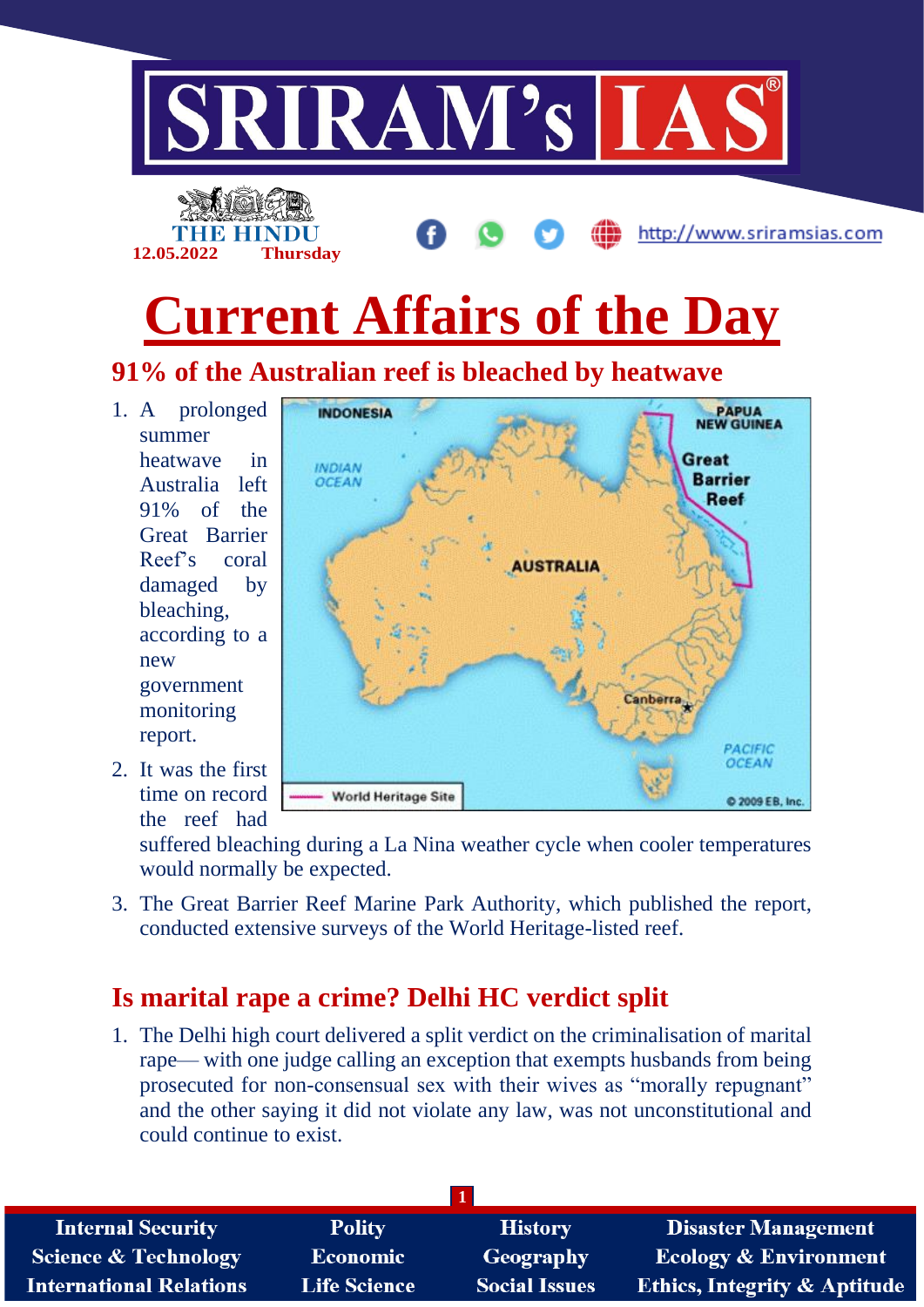# Current Affairs of the Day

## 91% of the Australian reef is bleached by heatwave

1. A prolonged summer heatwave in Australia left 91% of the Great Barrier Reef's coral damaged by bleaching, according to a new government monitoring report.
2. It was the first time on record the reef had suffered bleaching during a La Nina weather cycle when cooler temperatures would normally be expected.
3. The Great Barrier Reef Marine Park Authority, which published the report, conducted extensive surveys of the World Heritage-listed reef.

## Is marital rape a crime? Delhi HC verdict split

1. The Delhi high court delivered a split verdict on the criminalisation of marital rape— with one judge calling an exception that exempts husbands from being prosecuted for non-consensual sex with their wives as "morally repugnant" and the other saying it did not violate any law, was not unconstitutional and could continue to exist.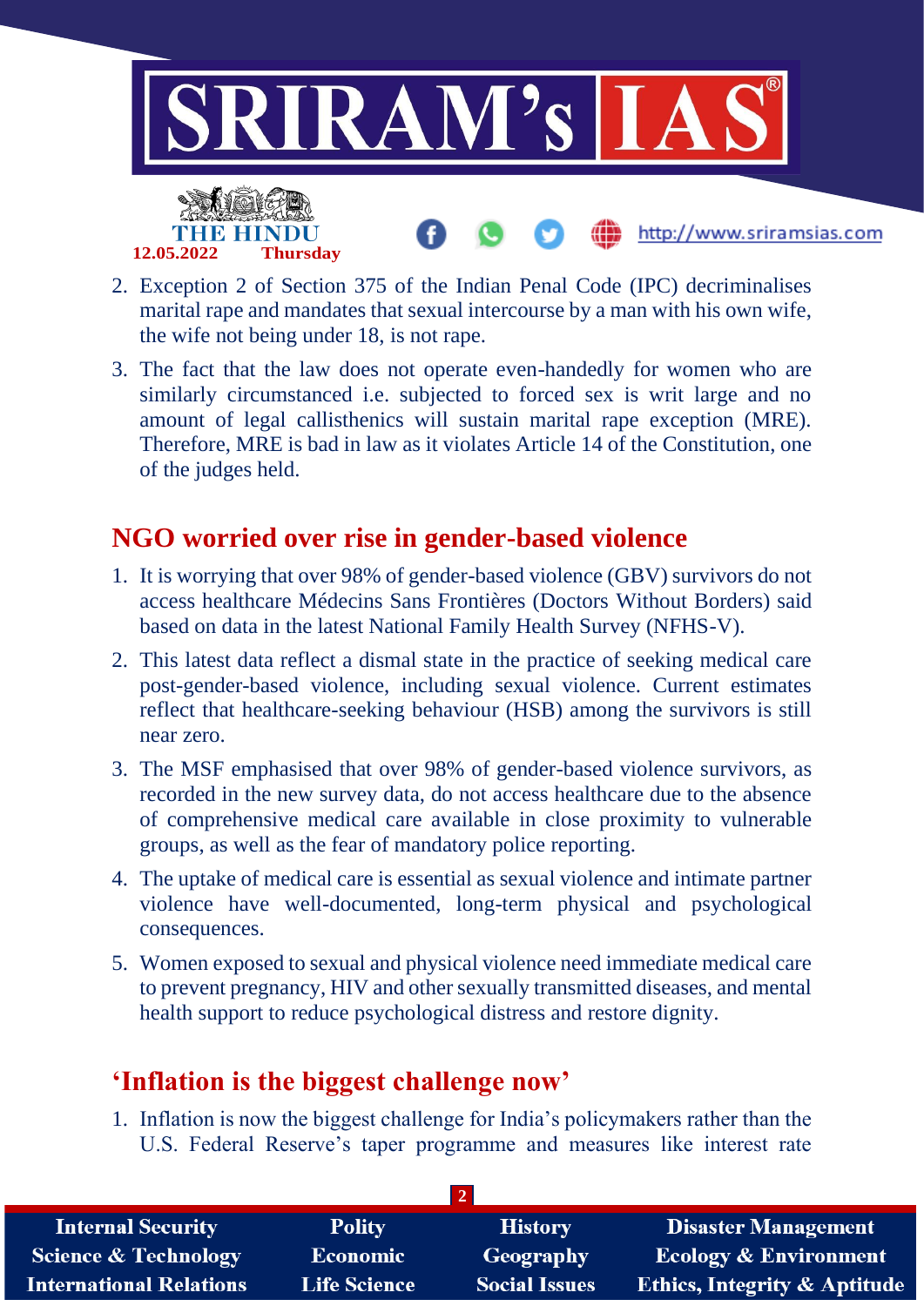2. Exception 2 of Section 375 of the Indian Penal Code (IPC) decriminalises marital rape and mandates that sexual intercourse by a man with his own wife, the wife not being under 18, is not rape.
3. The fact that the law does not operate even-handedly for women who are similarly circumstanced i.e. subjected to forced sex is writ large and no amount of legal callisthenics will sustain marital rape exception (MRE). Therefore, MRE is bad in law as it violates Article 14 of the Constitution, one of the judges held.

## NGO worried over rise in gender-based violence

1. It is worrying that over 98% of gender-based violence (GBV) survivors do not access healthcare Médecins Sans Frontières (Doctors Without Borders) said based on data in the latest National Family Health Survey (NFHS-V).
2. This latest data reflect a dismal state in the practice of seeking medical care post-gender-based violence, including sexual violence. Current estimates reflect that healthcare-seeking behaviour (HSB) among the survivors is still near zero.
3. The MSF emphasised that over 98% of gender-based violence survivors, as recorded in the new survey data, do not access healthcare due to the absence of comprehensive medical care available in close proximity to vulnerable groups, as well as the fear of mandatory police reporting.
4. The uptake of medical care is essential as sexual violence and intimate partner violence have well-documented, long-term physical and psychological consequences.
5. Women exposed to sexual and physical violence need immediate medical care to prevent pregnancy, HIV and other sexually transmitted diseases, and mental health support to reduce psychological distress and restore dignity.

## 'Inflation is the biggest challenge now'

1. Inflation is now the biggest challenge for India's policymakers rather than the U.S. Federal Reserve's taper programme and measures like interest rate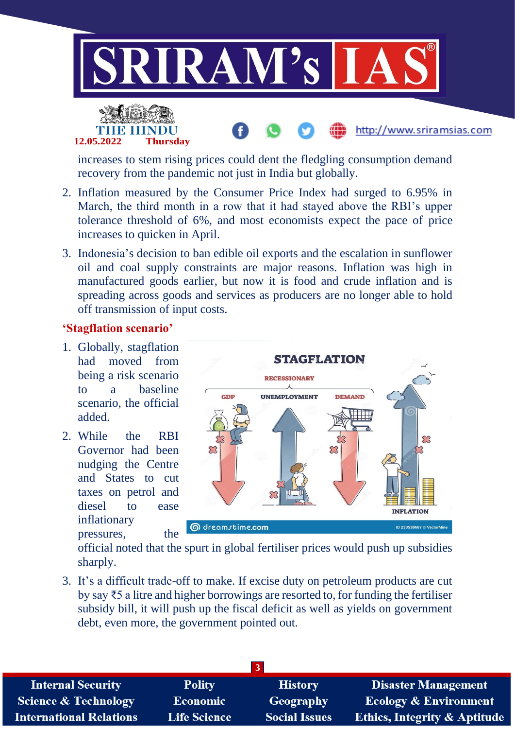increases to stem rising prices could dent the fledgling consumption demand recovery from the pandemic not just in India but globally.

2. Inflation measured by the Consumer Price Index had surged to 6.95% in March, the third month in a row that it had stayed above the RBI's upper tolerance threshold of 6%, and most economists expect the pace of price increases to quicken in April.
3. Indonesia's decision to ban edible oil exports and the escalation in sunflower oil and coal supply constraints are major reasons. Inflation was high in manufactured goods earlier, but now it is food and crude inflation and is spreading across goods and services as producers are no longer able to hold off transmission of input costs.

## 'Stagflation scenario'

1. Globally, stagflation had moved from being a risk scenario to a baseline scenario, the official added.
2. While the RBI Governor had been nudging the Centre and States to cut taxes on petrol and diesel to ease inflationary pressures, the official noted that the spurt in global fertiliser prices would push up subsidies sharply.
3. It's a difficult trade-off to make. If excise duty on petroleum products are cut by say ₹5 a litre and higher borrowings are resorted to, for funding the fertiliser subsidy bill, it will push up the fiscal deficit as well as yields on government debt, even more, the government pointed out.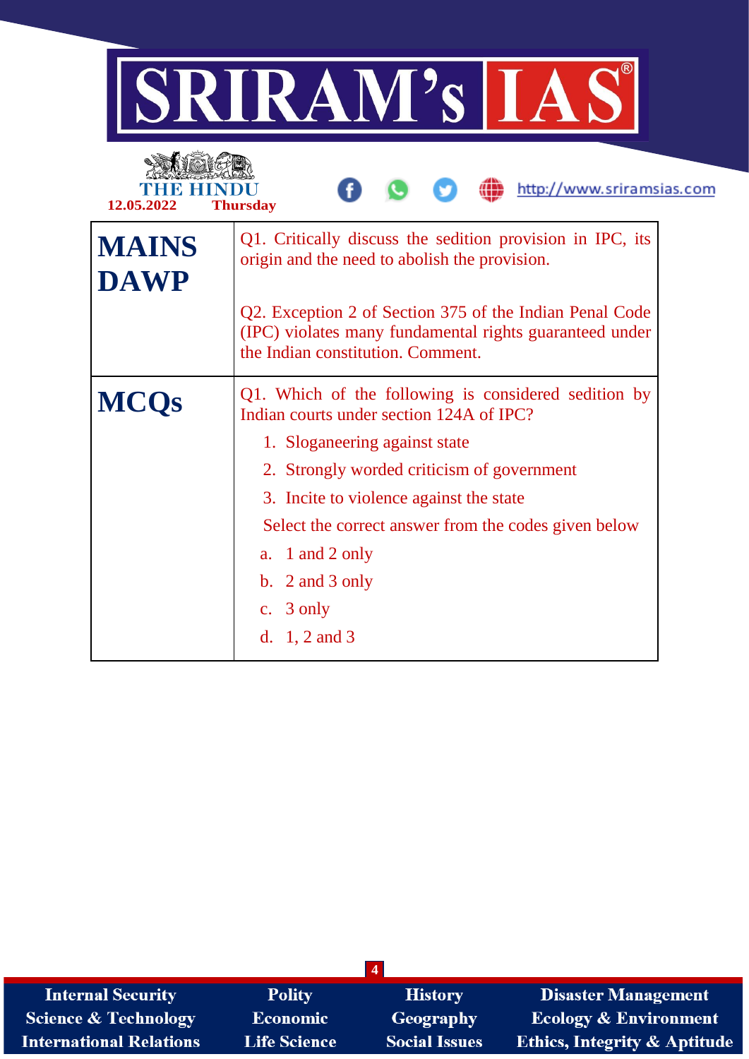| | |
|---|---|
| **MAINS DAWP** | Q1. Critically discuss the sedition provision in IPC, its origin and the need to abolish the provision.<br><br>Q2. Exception 2 of Section 375 of the Indian Penal Code (IPC) violates many fundamental rights guaranteed under the Indian constitution. Comment. |
| **MCQs** | Q1. Which of the following is considered sedition by Indian courts under section 124A of IPC?<br>1. Sloganeering against state<br>2. Strongly worded criticism of government<br>3. Incite to violence against the state<br>Select the correct answer from the codes given below<br>a. 1 and 2 only<br>b. 2 and 3 only<br>c. 3 only<br>d. 1, 2 and 3 |